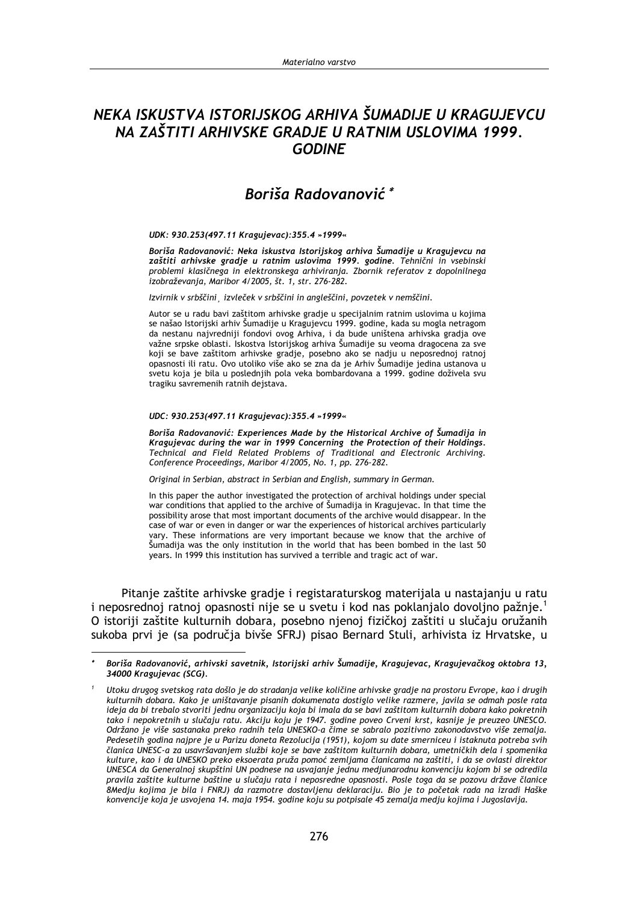# *NEKA ISKUSTVA ISTORIJSKOG ARHIVA ŠUMADIJE U KRAGUJEVCU NA ZAŠTITI ARHIVSKE GRADJE U RATNIM USLOVIMA 1999. GODINE*

## *Boriša Radovanović* *

***UDK: 930.253(497.11 Kragujevac):355.4 »1999«***

***Boriša Radovanović: Neka iskustva Istorijskog arhiva Šumadije u Kragujevcu na zaštiti arhivske gradje u ratnim uslovima 1999. godine.*** *Tehnični in vsebinski problemi klasičnega in elektronskega arhiviranja. Zbornik referatov z dopolnilnega izobraževanja, Maribor 4/2005, št. 1, str. 276-282.*

*Izvirnik v srbščini¸ izvleček v srbščini in angleščini, povzetek v nemščini.*

Autor se u radu bavi zaštitom arhivske gradje u specijalnim ratnim uslovima u kojima se našao Istorijski arhiv Šumadije u Kragujevcu 1999. godine, kada su mogla netragom da nestanu najvredniji fondovi ovog Arhiva, i da bude uništena arhivska gradja ove važne srpske oblasti. Iskostva Istorijskog arhiva Šumadije su veoma dragocena za sve koji se bave zaštitom arhivske gradje, posebno ako se nadju u neposrednoj ratnoj opasnosti ili ratu. Ovo utoliko više ako se zna da je Arhiv Šumadije jedina ustanova u svetu koja je bila u poslednjih pola veka bombardovana a 1999. godine doživela svu tragiku savremenih ratnih dejstava.

***UDC: 930.253(497.11 Kragujevac):355.4 »1999«***

***Boriša Radovanović: Experiences Made by the Historical Archive of Šumadija in Kragujevac during the war in 1999 Concerning the Protection of their Holdings.*** *Technical and Field Related Problems of Traditional and Electronic Archiving. Conference Proceedings, Maribor 4/2005, No. 1, pp. 276-282.*

*Original in Serbian, abstract in Serbian and English, summary in German.*

In this paper the author investigated the protection of archival holdings under special war conditions that applied to the archive of Šumadija in Kragujevac. In that time the possibility arose that most important documents of the archive would disappear. In the case of war or even in danger or war the experiences of historical archives particularly vary. These informations are very important because we know that the archive of Šumadija was the only institution in the world that has been bombed in the last 50 years. In 1999 this institution has survived a terrible and tragic act of war.

Pitanje zaštite arhivske gradje i registraturskog materijala u nastajanju u ratu i neposrednoj ratnoj opasnosti nije se u svetu i kod nas poklanjalo dovoljno pažnje.[1] O istoriji zaštite kulturnih dobara, posebno njenoj fizičkoj zaštiti u slučaju oružanih sukoba prvi je (sa područja bivše SFRJ) pisao Bernard Stuli, arhivista iz Hrvatske, u

---

\* ***Boriša Radovanović, arhivski savetnik, Istorijski arhiv Šumadije, Kragujevac, Kragujevačkog oktobra 13, 34000 Kragujevac (SCG).***

[1] *Utoku drugog svetskog rata došlo je do stradanja velike količine arhivske gradje na prostoru Evrope, kao i drugih kulturnih dobara. Kako je uništavanje pisanih dokumenata dostiglo velike razmere, javila se odmah posle rata ideja da bi trebalo stvoriti jednu organizaciju koja bi imala da se bavi zaštitom kulturnih dobara kako pokretnih tako i nepokretnih u slučaju ratu. Akciju koju je 1947. godine poveo Crveni krst, kasnije je preuzeo UNESCO. Održano je više sastanaka preko radnih tela UNESKO-a čime se sabralo pozitivno zakonodavstvo više zemalja. Pedesetih godina najpre je u Parizu doneta Rezolucija (1951), kojom su date smerniceu i istaknuta potreba svih članica UNESC-a za usavršavanjem službi koje se bave zaštitom kulturnih dobara, umetničkih dela i spomenika kulture, kao i da UNESKO preko eksoerata pruža pomoć zemljama članicama na zaštiti, i da se ovlasti direktor UNESCA da Generalnoj skupštini UN podnese na usvajanje jednu medjunarodnu konvenciju kojom bi se odredila pravila zaštite kulturne baštine u slučaju rata i neposredne opasnosti. Posle toga da se pozovu države članice 8Medju kojima je bila i FNRJ) da razmotre dostavljenu deklaraciju. Bio je to početak rada na izradi Haške konvencije koja je usvojena 14. maja 1954. godine koju su potpisale 45 zemalja medju kojima i Jugoslavija.*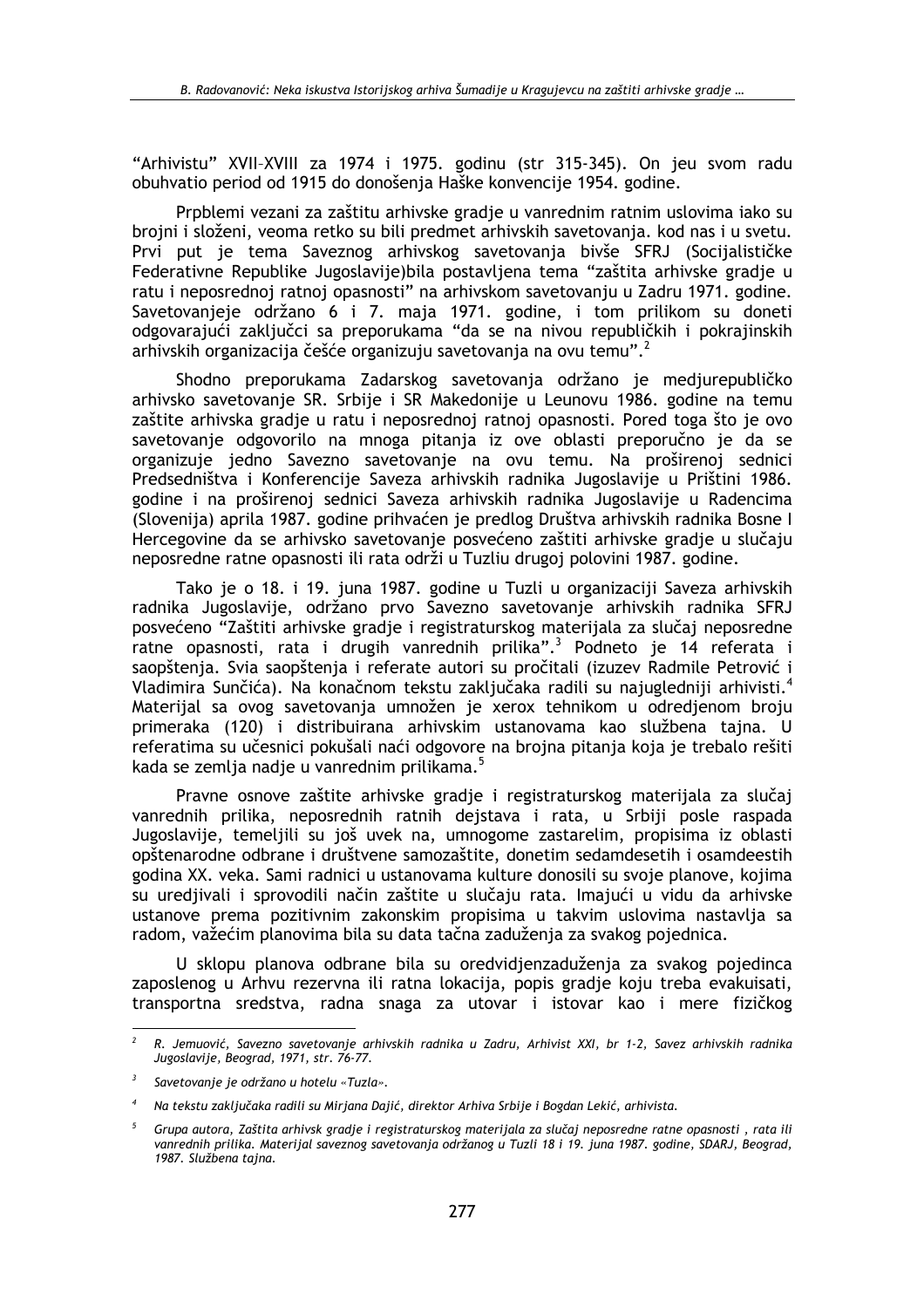"Arhivistu" XVII-XVIII za 1974 i 1975. godinu (str 315-345). On jeu svom radu obuhvatio period od 1915 do donošenja Haške konvencije 1954. godine.

Prpblemi vezani za zaštitu arhivske gradje u vanrednim ratnim uslovima iako su brojni i složeni, veoma retko su bili predmet arhivskih savetovanja. kod nas i u svetu. Prvi put je tema Saveznog arhivskog savetovanja bivše SFRJ (Socijalističke Federativne Republike Jugoslavije)bila postavljena tema "zaštita arhivske gradje u ratu i neposrednoj ratnoj opasnosti" na arhivskom savetovanju u Zadru 1971. godine. Savetovanjeje održano 6 i 7. maja 1971. godine, i tom prilikom su doneti odgovarajući zaključci sa preporukama "da se na nivou republičkih i pokrajinskih arhivskih organizacija češće organizuju savetovanja na ovu temu".[2]

Shodno preporukama Zadarskog savetovanja održano je medjurepubličko arhivsko savetovanje SR. Srbije i SR Makedonije u Leunovu 1986. godine na temu zaštite arhivska gradje u ratu i neposrednoj ratnoj opasnosti. Pored toga što je ovo savetovanje odgovorilo na mnoga pitanja iz ove oblasti preporučno je da se organizuje jedno Savezno savetovanje na ovu temu. Na proširenoj sednici Predsedništva i Konferencije Saveza arhivskih radnika Jugoslavije u Prištini 1986. godine i na proširenoj sednici Saveza arhivskih radnika Jugoslavije u Radencima (Slovenija) aprila 1987. godine prihvaćen je predlog Društva arhivskih radnika Bosne I Hercegovine da se arhivsko savetovanje posvećeno zaštiti arhivske gradje u slučaju neposredne ratne opasnosti ili rata održi u Tuzliu drugoj polovini 1987. godine.

Tako je o 18. i 19. juna 1987. godine u Tuzli u organizaciji Saveza arhivskih radnika Jugoslavije, održano prvo Savezno savetovanje arhivskih radnika SFRJ posvećeno "Zaštiti arhivske gradje i registraturskog materijala za slučaj neposredne ratne opasnosti, rata i drugih vanrednih prilika".[3] Podneto je 14 referata i saopštenja. Svia saopštenja i referate autori su pročitali (izuzev Radmile Petrović i Vladimira Sunčića). Na konačnom tekstu zaključaka radili su najugledniji arhivisti.[4] Materijal sa ovog savetovanja umnožen je xerox tehnikom u odredjenom broju primeraka (120) i distribuirana arhivskim ustanovama kao službena tajna. U referatima su učesnici pokušali naći odgovore na brojna pitanja koja je trebalo rešiti kada se zemlja nadje u vanrednim prilikama.[5]

Pravne osnove zaštite arhivske gradje i registraturskog materijala za slučaj vanrednih prilika, neposrednih ratnih dejstava i rata, u Srbiji posle raspada Jugoslavije, temeljili su još uvek na, umnogome zastarelim, propisima iz oblasti opštenarodne odbrane i društvene samozaštite, donetim sedamdesetih i osamdeestih godina XX. veka. Sami radnici u ustanovama kulture donosili su svoje planove, kojima su uredjivali i sprovodili način zaštite u slučaju rata. Imajući u vidu da arhivske ustanove prema pozitivnim zakonskim propisima u takvim uslovima nastavlja sa radom, važećim planovima bila su data tačna zaduženja za svakog pojednica.

U sklopu planova odbrane bila su oredvidjenzaduženja za svakog pojedinca zaposlenog u Arhvu rezervna ili ratna lokacija, popis gradje koju treba evakuisati, transportna sredstva, radna snaga za utovar i istovar kao i mere fizičkog

---

[2] *R. Jemuović, Savezno savetovanje arhivskih radnika u Zadru, Arhivist XXI, br 1-2, Savez arhivskih radnika Jugoslavije, Beograd, 1971, str. 76-77.*

[3] *Savetovanje je održano u hotelu «Tuzla».*

[4] *Na tekstu zaključaka radili su Mirjana Dajić, direktor Arhiva Srbije i Bogdan Lekić, arhivista.*

[5] *Grupa autora, Zaštita arhivsk gradje i registraturskog materijala za slučaj neposredne ratne opasnosti , rata ili vanrednih prilika. Materijal saveznog savetovanja održanog u Tuzli 18 i 19. juna 1987. godine, SDARJ, Beograd, 1987. Službena tajna.*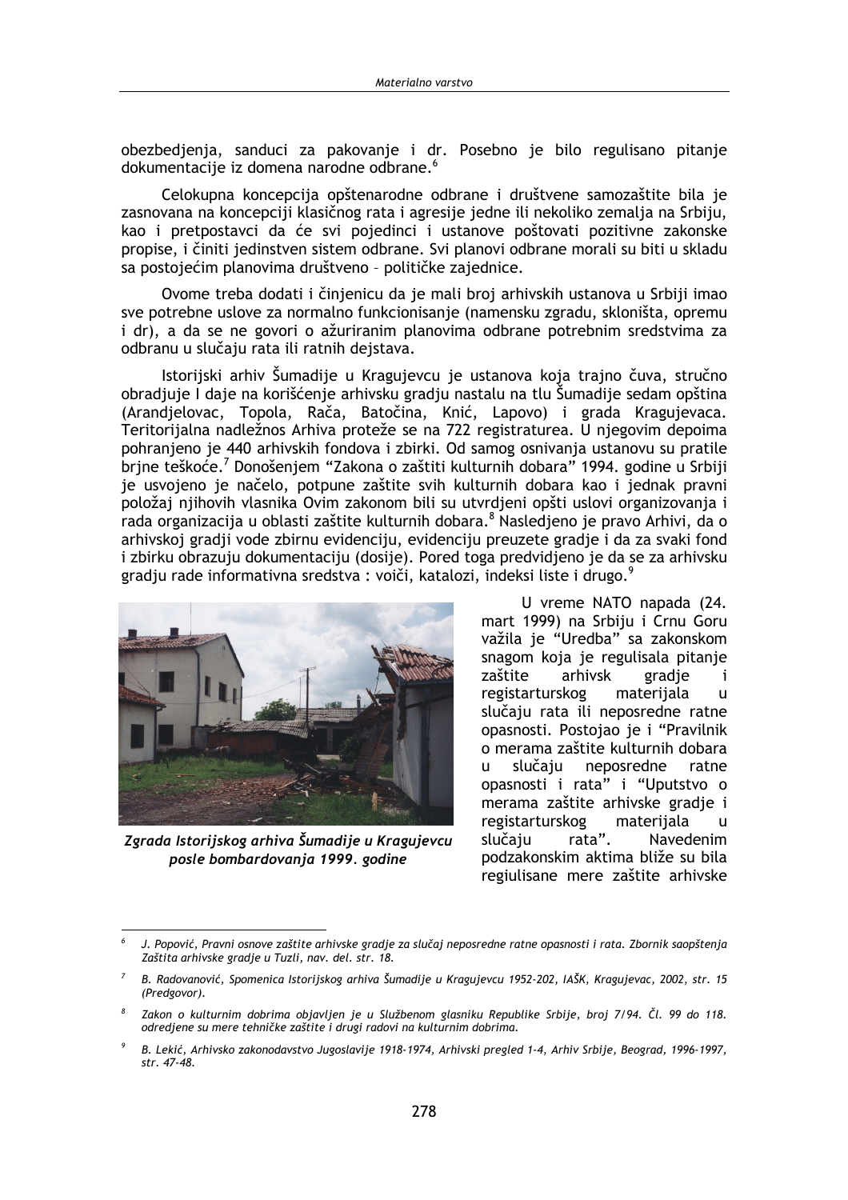obezbedjenja, sanduci za pakovanje i dr. Posebno je bilo regulisano pitanje dokumentacije iz domena narodne odbrane.[6]

Celokupna koncepcija opštenarodne odbrane i društvene samozaštite bila je zasnovana na koncepciji klasičnog rata i agresije jedne ili nekoliko zemalja na Srbiju, kao i pretpostavci da će svi pojedinci i ustanove poštovati pozitivne zakonske propise, i činiti jedinstven sistem odbrane. Svi planovi odbrane morali su biti u skladu sa postojećim planovima društveno – političke zajednice.

Ovome treba dodati i činjenicu da je mali broj arhivskih ustanova u Srbiji imao sve potrebne uslove za normalno funkcionisanje (namensku zgradu, skloništa, opremu i dr), a da se ne govori o ažuriranim planovima odbrane potrebnim sredstvima za odbranu u slučaju rata ili ratnih dejstava.

Istorijski arhiv Šumadije u Kragujevcu je ustanova koja trajno čuva, stručno obradjuje I daje na korišćenje arhivsku gradju nastalu na tlu Šumadije sedam opština (Arandjelovac, Topola, Rača, Batočina, Knić, Lapovo) i grada Kragujevaca. Teritorijalna nadležnos Arhiva proteže se na 722 registraturea. U njegovim depoima pohranjeno je 440 arhivskih fondova i zbirki. Od samog osnivanja ustanovu su pratile brjne teškoće.[7] Donošenjem "Zakona o zaštiti kulturnih dobara" 1994. godine u Srbiji je usvojeno je načelo, potpune zaštite svih kulturnih dobara kao i jednak pravni položaj njihovih vlasnika Ovim zakonom bili su utvrdjeni opšti uslovi organizovanja i rada organizacija u oblasti zaštite kulturnih dobara.[8] Nasledjeno je pravo Arhivi, da o arhivskoj gradji vode zbirnu evidenciju, evidenciju preuzete gradje i da za svaki fond i zbirku obrazuju dokumentaciju (dosije). Pored toga predvidjeno je da se za arhivsku gradju rade informativna sredstva : voiči, katalozi, indeksi liste i drugo.[9]

***Zgrada Istorijskog arhiva Šumadije u Kragujevcu posle bombardovanja 1999. godine***

U vreme NATO napada (24. mart 1999) na Srbiju i Crnu Goru važila je "Uredba" sa zakonskom snagom koja je regulisala pitanje zaštite arhivsk gradje i registarturskog materijala u slučaju rata ili neposredne ratne opasnosti. Postojao je i "Pravilnik o merama zaštite kulturnih dobara u slučaju neposredne ratne opasnosti i rata" i "Uputstvo o merama zaštite arhivske gradje i registarturskog materijala u slučaju rata". Navedenim podzakonskim aktima bliže su bila regiulisane mere zaštite arhivske

---

[6] *J. Popović, Pravni osnove zaštite arhivske gradje za slučaj neposredne ratne opasnosti i rata. Zbornik saopštenja Zaštita arhivske gradje u Tuzli, nav. del. str. 18.*

[7] *B. Radovanović, Spomenica Istorijskog arhiva Šumadije u Kragujevcu 1952-202, IAŠK, Kragujevac, 2002, str. 15 (Predgovor).*

[8] *Zakon o kulturnim dobrima objavljen je u Službenom glasniku Republike Srbije, broj 7/94. Čl. 99 do 118. odredjene su mere tehničke zaštite i drugi radovi na kulturnim dobrima.*

[9] *B. Lekić, Arhivsko zakonodavstvo Jugoslavije 1918-1974, Arhivski pregled 1-4, Arhiv Srbije, Beograd, 1996-1997, str. 47-48.*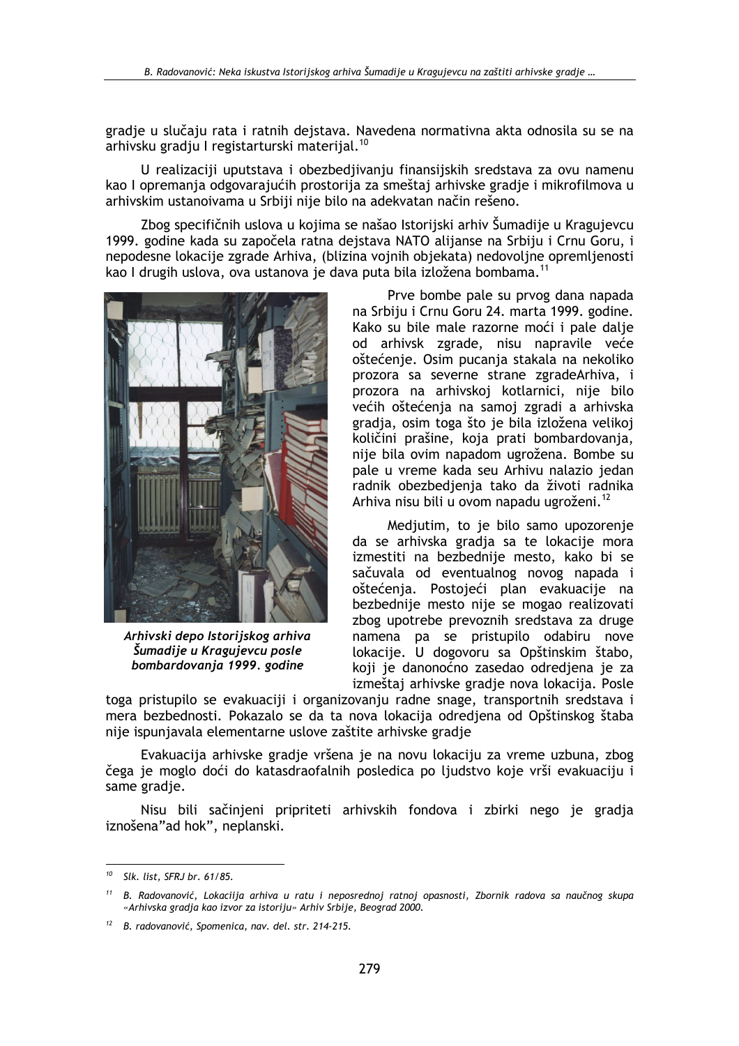gradje u slučaju rata i ratnih dejstava. Navedena normativna akta odnosila su se na arhivsku gradju I registarturski materijal.[10]

U realizaciji uputstava i obezbedjivanju finansijskih sredstava za ovu namenu kao I opremanja odgovarajućih prostorija za smeštaj arhivske gradje i mikrofilmova u arhivskim ustanoivama u Srbiji nije bilo na adekvatan način rešeno.

Zbog specifičnih uslova u kojima se našao Istorijski arhiv Šumadije u Kragujevcu 1999. godine kada su započela ratna dejstava NATO alijanse na Srbiju i Crnu Goru, i nepodesne lokacije zgrade Arhiva, (blizina vojnih objekata) nedovoljne opremljenosti kao I drugih uslova, ova ustanova je dava puta bila izložena bombama.[11]

***Arhivski depo Istorijskog arhiva Šumadije u Kragujevcu posle bombardovanja 1999. godine***

Prve bombe pale su prvog dana napada na Srbiju i Crnu Goru 24. marta 1999. godine. Kako su bile male razorne moći i pale dalje od arhivsk zgrade, nisu napravile veće oštećenje. Osim pucanja stakala na nekoliko prozora sa severne strane zgradeArhiva, i prozora na arhivskoj kotlarnici, nije bilo većih oštećenja na samoj zgradi a arhivska gradja, osim toga što je bila izložena velikoj količini prašine, koja prati bombardovanja, nije bila ovim napadom ugrožena. Bombe su pale u vreme kada seu Arhivu nalazio jedan radnik obezbedjenja tako da životi radnika Arhiva nisu bili u ovom napadu ugroženi.[12]

Medjutim, to je bilo samo upozorenje da se arhivska gradja sa te lokacije mora izmestiti na bezbednije mesto, kako bi se sačuvala od eventualnog novog napada i oštećenja. Postojeći plan evakuacije na bezbednije mesto nije se mogao realizovati zbog upotrebe prevoznih sredstava za druge namena pa se pristupilo odabiru nove lokacije. U dogovoru sa Opštinskim štabo, koji je danonoćno zasedao odredjena je za izmeštaj arhivske gradje nova lokacija. Posle toga pristupilo se evakuaciji i organizovanju radne snage, transportnih sredstava i mera bezbednosti. Pokazalo se da ta nova lokacija odredjena od Opštinskog štaba nije ispunjavala elementarne uslove zaštite arhivske gradje

Evakuacija arhivske gradje vršena je na novu lokaciju za vreme uzbuna, zbog čega je moglo doći do katasdraofalnih posledica po ljudstvo koje vrši evakuaciju i same gradje.

Nisu bili sačinjeni pripriteti arhivskih fondova i zbirki nego je gradja iznošena"ad hok", neplanski.

---

[10] *Slk. list, SFRJ br. 61/85.*

[11] *B. Radovanović, Lokaciija arhiva u ratu i neposrednoj ratnoj opasnosti, Zbornik radova sa naučnog skupa «Arhivska gradja kao izvor za istoriju» Arhiv Srbije, Beograd 2000.*

[12] *B. radovanović, Spomenica, nav. del. str. 214-215.*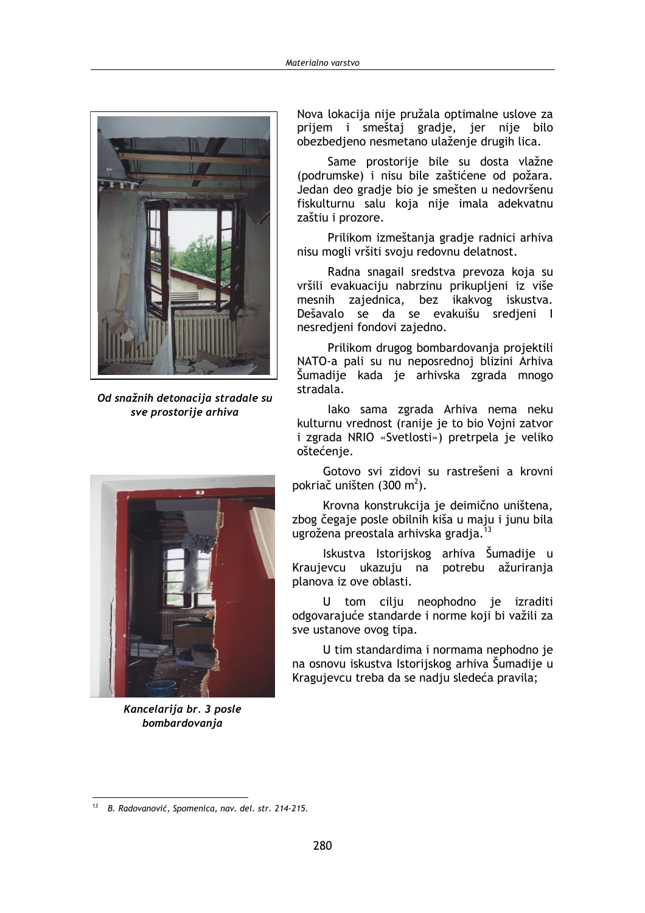*Od snažnih detonacija stradale su sve prostorije arhiva*

*Kancelarija br. 3 posle bombardovanja*

Nova lokacija nije pružala optimalne uslove za prijem i smeštaj gradje, jer nije bilo obezbedjeno nesmetano ulaženje drugih lica.

Same prostorije bile su dosta vlažne (podrumske) i nisu bile zaštićene od požara. Jedan deo gradje bio je smešten u nedovršenu fiskulturnu salu koja nije imala adekvatnu zaštiu i prozore.

Prilikom izmeštanja gradje radnici arhiva nisu mogli vršiti svoju redovnu delatnost.

Radna snagail sredstva prevoza koja su vršili evakuaciju nabrzinu prikupljeni iz više mesnih zajednica, bez ikakvog iskustva. Dešavalo se da se evakuišu sredjeni I nesredjeni fondovi zajedno.

Prilikom drugog bombardovanja projektili NATO-a pali su nu neposrednoj blizini Arhiva Šumadije kada je arhivska zgrada mnogo stradala.

Iako sama zgrada Arhiva nema neku kulturnu vrednost (ranije je to bio Vojni zatvor i zgrada NRIO «Svetlosti») pretrpela je veliko oštećenje.

Gotovo svi zidovi su rastrešeni a krovni pokriač uništen (300 $m^2$).

Krovna konstrukcija je deimično uništena, zbog čegaje posle obilnih kiša u maju i junu bila ugrožena preostala arhivska gradja.[13]

Iskustva Istorijskog arhiva Šumadije u Kraujevcu ukazuju na potrebu ažuriranja planova iz ove oblasti.

U tom cilju neophodno je izraditi odgovarajuće standarde i norme koji bi važili za sve ustanove ovog tipa.

U tim standardima i normama nephodno je na osnovu iskustva Istorijskog arhiva Šumadije u Kragujevcu treba da se nadju sledeća pravila;

---

[13] B. Radovanović, Spomenica, nav. del. str. 214-215.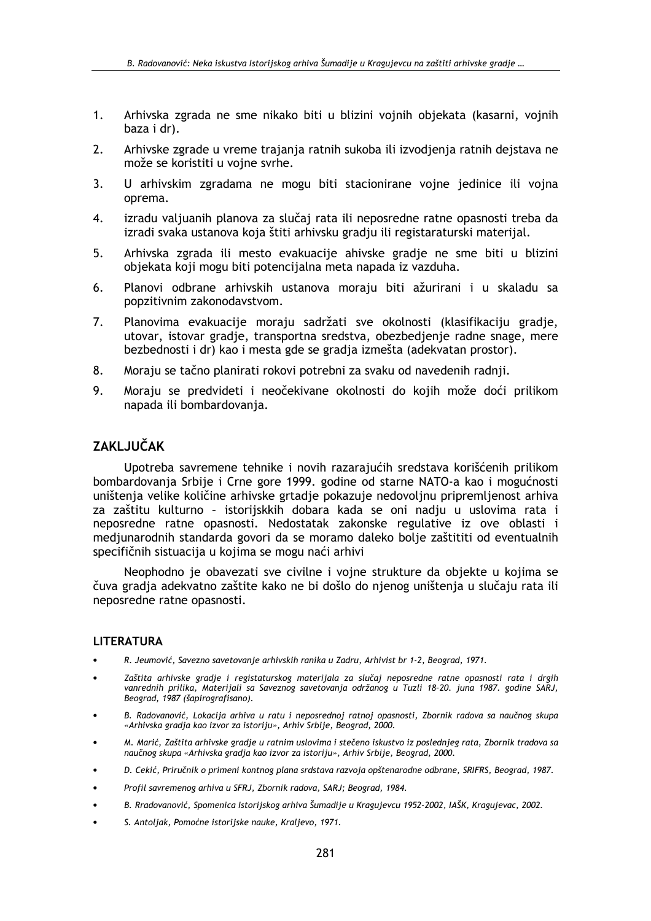1. Arhivska zgrada ne sme nikako biti u blizini vojnih objekata (kasarni, vojnih baza i dr).
2. Arhivske zgrade u vreme trajanja ratnih sukoba ili izvodjenja ratnih dejstava ne može se koristiti u vojne svrhe.
3. U arhivskim zgradama ne mogu biti stacionirane vojne jedinice ili vojna oprema.
4. izradu valjuanih planova za slučaj rata ili neposredne ratne opasnosti treba da izradi svaka ustanova koja štiti arhivsku gradju ili registraturski materijal.
5. Arhivska zgrada ili mesto evakuacije ahivske gradje ne sme biti u blizini objekata koji mogu biti potencijalna meta napada iz vazduha.
6. Planovi odbrane arhivskih ustanova moraju biti ažurirani i u skaladu sa popzitivnim zakonodavstvom.
7. Planovima evakuacije moraju sadržati sve okolnosti (klasifikaciju gradje, utovar, istovar gradje, transportna sredstva, obezbedjenje radne snage, mere bezbednosti i dr) kao i mesta gde se gradja izmešta (adekvatan prostor).
8. Moraju se tačno planirati rokovi potrebni za svaku od navedenih radnji.
9. Moraju se predvideti i neočekivane okolnosti do kojih može doći prilikom napada ili bombardovanja.

## ZAKLJUČAK

Upotreba savremene tehnike i novih razarajućih sredstava korišćenih prilikom bombardovanja Srbije i Crne gore 1999. godine od starne NATO-a kao i mogućnosti uništenja velike količine arhivske grtadje pokazuje nedovoljnu pripremljenost arhiva za zaštitu kulturno – istorijskkih dobara kada se oni nadju u uslovima rata i neposredne ratne opasnosti. Nedostatak zakonske regulative iz ove oblasti i medjunarodnih standarda govori da se moramo daleko bolje zaštititi od eventualnih specifičnih sistuacija u kojima se mogu naći arhivi

Neophodno je obavezati sve civilne i vojne strukture da objekte u kojima se čuva gradja adekvatno zaštite kako ne bi došlo do njenog uništenja u slučaju rata ili neposredne ratne opasnosti.

### LITERATURA

- *R. Jeumović, Savezno savetovanje arhivskih ranika u Zadru, Arhivist br 1-2, Beograd, 1971.*
- *Zaštita arhivske gradje i registraturskog materijala za slučaj neposredne ratne opasnosti rata i drgih vanrednih prilika, Materijali sa Saveznog savetovanja održanog u Tuzli 18-20. juna 1987. godine SARJ, Beograd, 1987 (šapirografisano).*
- *B. Radovanović, Lokacija arhiva u ratu i neposrednoj ratnoj opasnosti, Zbornik radova sa naučnog skupa «Arhivska gradja kao izvor za istoriju», Arhiv Srbije, Beograd, 2000.*
- *M. Marić, Zaštita arhivske gradje u ratnim uslovima i stečeno iskustvo iz poslednjeg rata, Zbornik tradova sa naučnog skupa «Arhivska gradja kao izvor za istoriju», Arhiv Srbije, Beograd, 2000.*
- *D. Cekić, Priručnik o primeni kontnog plana srdstava razvoja opštenarodne odbrane, SRIFRS, Beograd, 1987.*
- *Profil savremenog arhiva u SFRJ, Zbornik radova, SARJ; Beograd, 1984.*
- *B. Rradovanović, Spomenica Istorijskog arhiva Šumadije u Kragujevcu 1952-2002, IAŠK, Kragujevac, 2002.*
- *S. Antoljak, Pomoćne istorijske nauke, Kraljevo, 1971.*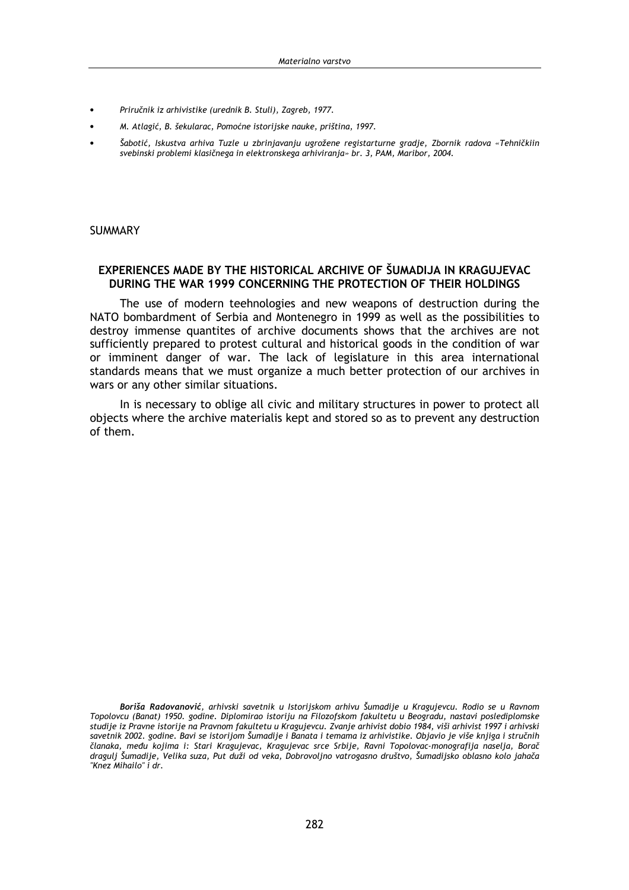- *Priručnik iz arhivistike (urednik B. Stuli), Zagreb, 1977.*
- *M. Atlagić, B. šekularac, Pomoćne istorijske nauke, priština, 1997.*
- *Šabotić, Iskustva arhiva Tuzle u zbrinjavanju ugrožene registarturne gradje, Zbornik radova «Tehničkiin svebinski problemi klasičnega in elektronskega arhiviranja» br. 3, PAM, Maribor, 2004.*

SUMMARY

## EXPERIENCES MADE BY THE HISTORICAL ARCHIVE OF ŠUMADIJA IN KRAGUJEVAC DURING THE WAR 1999 CONCERNING THE PROTECTION OF THEIR HOLDINGS

The use of modern teehnologies and new weapons of destruction during the NATO bombardment of Serbia and Montenegro in 1999 as well as the possibilities to destroy immense quantites of archive documents shows that the archives are not sufficiently prepared to protest cultural and historical goods in the condition of war or imminent danger of war. The lack of legislature in this area international standards means that we must organize a much better protection of our archives in wars or any other similar situations.

In is necessary to oblige all civic and military structures in power to protect all objects where the archive materialis kept and stored so as to prevent any destruction of them.

***Boriša Radovanović**, arhivski savetnik u Istorijskom arhivu Šumadije u Kragujevcu. Rodio se u Ravnom Topolovcu (Banat) 1950. godine. Diplomirao istoriju na Filozofskom fakultetu u Beogradu, nastavi poslediplomske studije iz Pravne istorije na Pravnom fakultetu u Kragujevcu. Zvanje arhivist dobio 1984, viši arhivist 1997 i arhivski savetnik 2002. godine. Bavi se istorijom Šumadije i Banata i temama iz arhivistike. Objavio je više knjiga i stručnih članaka, među kojima i: Stari Kragujevac, Kragujevac srce Srbije, Ravni Topolovac-monografija naselja, Borač dragulj Šumadije, Velika suza, Put duži od veka, Dobrovoljno vatrogasno društvo, Šumadijsko oblasno kolo jahača "Knez Mihailo" i dr.*